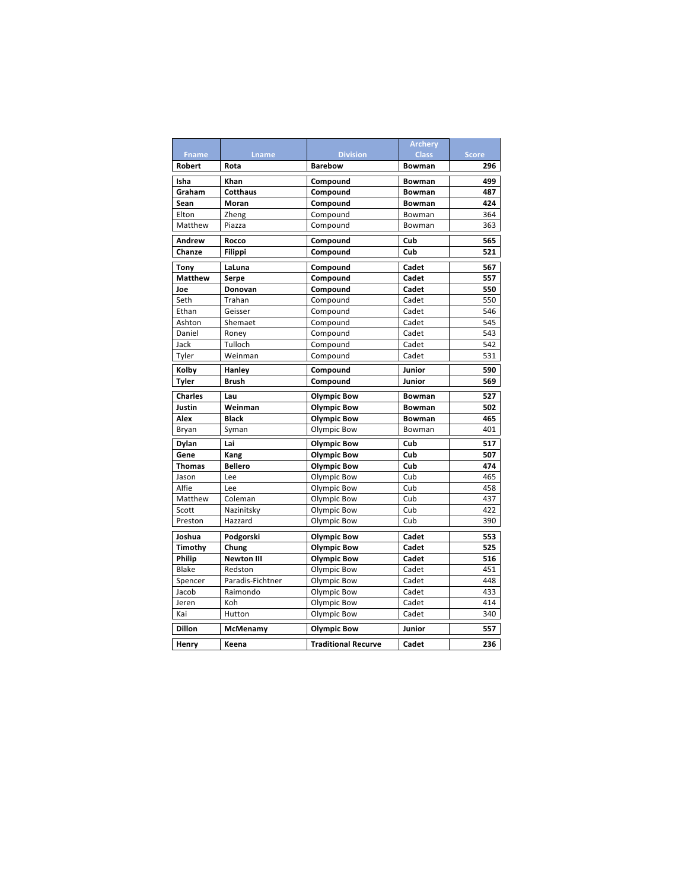| Fname | Lname | Division | Archery Class | Score |
|---|---|---|---|---|
| **Robert** | **Rota** | **Barebow** | **Bowman** | **296** |
| **Isha** | **Khan** | **Compound** | **Bowman** | **499** |
| **Graham** | **Cotthaus** | **Compound** | **Bowman** | **487** |
| **Sean** | **Moran** | **Compound** | **Bowman** | **424** |
| Elton | Zheng | Compound | Bowman | 364 |
| Matthew | Piazza | Compound | Bowman | 363 |
| **Andrew** | **Rocco** | **Compound** | **Cub** | **565** |
| **Chanze** | **Filippi** | **Compound** | **Cub** | **521** |
| **Tony** | **LaLuna** | **Compound** | **Cadet** | **567** |
| **Matthew** | **Serpe** | **Compound** | **Cadet** | **557** |
| **Joe** | **Donovan** | **Compound** | **Cadet** | **550** |
| Seth | Trahan | Compound | Cadet | 550 |
| Ethan | Geisser | Compound | Cadet | 546 |
| Ashton | Shemaet | Compound | Cadet | 545 |
| Daniel | Roney | Compound | Cadet | 543 |
| Jack | Tulloch | Compound | Cadet | 542 |
| Tyler | Weinman | Compound | Cadet | 531 |
| **Kolby** | **Hanley** | **Compound** | **Junior** | **590** |
| **Tyler** | **Brush** | **Compound** | **Junior** | **569** |
| **Charles** | **Lau** | **Olympic Bow** | **Bowman** | **527** |
| **Justin** | **Weinman** | **Olympic Bow** | **Bowman** | **502** |
| **Alex** | **Black** | **Olympic Bow** | **Bowman** | **465** |
| Bryan | Syman | Olympic Bow | Bowman | 401 |
| **Dylan** | **Lai** | **Olympic Bow** | **Cub** | **517** |
| **Gene** | **Kang** | **Olympic Bow** | **Cub** | **507** |
| **Thomas** | **Bellero** | **Olympic Bow** | **Cub** | **474** |
| Jason | Lee | Olympic Bow | Cub | 465 |
| Alfie | Lee | Olympic Bow | Cub | 458 |
| Matthew | Coleman | Olympic Bow | Cub | 437 |
| Scott | Nazinitsky | Olympic Bow | Cub | 422 |
| Preston | Hazzard | Olympic Bow | Cub | 390 |
| **Joshua** | **Podgorski** | **Olympic Bow** | **Cadet** | **553** |
| **Timothy** | **Chung** | **Olympic Bow** | **Cadet** | **525** |
| **Philip** | **Newton III** | **Olympic Bow** | **Cadet** | **516** |
| Blake | Redston | Olympic Bow | Cadet | 451 |
| Spencer | Paradis-Fichtner | Olympic Bow | Cadet | 448 |
| Jacob | Raimondo | Olympic Bow | Cadet | 433 |
| Jeren | Koh | Olympic Bow | Cadet | 414 |
| Kai | Hutton | Olympic Bow | Cadet | 340 |
| **Dillon** | **McMenamy** | **Olympic Bow** | **Junior** | **557** |
| **Henry** | **Keena** | **Traditional Recurve** | **Cadet** | **236** |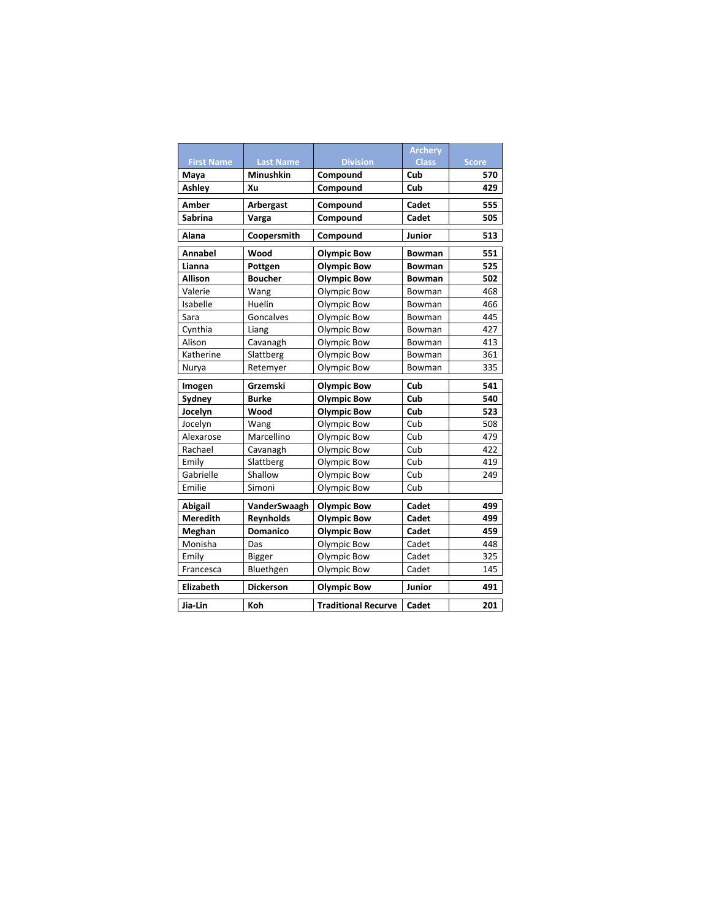| First Name | Last Name | Division | Archery Class | Score |
|---|---|---|---|---|
| **Maya** | **Minushkin** | **Compound** | **Cub** | **570** |
| **Ashley** | **Xu** | **Compound** | **Cub** | **429** |
| **Amber** | **Arbergast** | **Compound** | **Cadet** | **555** |
| **Sabrina** | **Varga** | **Compound** | **Cadet** | **505** |
| **Alana** | **Coopersmith** | **Compound** | **Junior** | **513** |
| **Annabel** | **Wood** | **Olympic Bow** | **Bowman** | **551** |
| **Lianna** | **Pottgen** | **Olympic Bow** | **Bowman** | **525** |
| **Allison** | **Boucher** | **Olympic Bow** | **Bowman** | **502** |
| Valerie | Wang | Olympic Bow | Bowman | 468 |
| Isabelle | Huelin | Olympic Bow | Bowman | 466 |
| Sara | Goncalves | Olympic Bow | Bowman | 445 |
| Cynthia | Liang | Olympic Bow | Bowman | 427 |
| Alison | Cavanagh | Olympic Bow | Bowman | 413 |
| Katherine | Slattberg | Olympic Bow | Bowman | 361 |
| Nurya | Retemyer | Olympic Bow | Bowman | 335 |
| **Imogen** | **Grzemski** | **Olympic Bow** | **Cub** | **541** |
| **Sydney** | **Burke** | **Olympic Bow** | **Cub** | **540** |
| **Jocelyn** | **Wood** | **Olympic Bow** | **Cub** | **523** |
| Jocelyn | Wang | Olympic Bow | Cub | 508 |
| Alexarose | Marcellino | Olympic Bow | Cub | 479 |
| Rachael | Cavanagh | Olympic Bow | Cub | 422 |
| Emily | Slattberg | Olympic Bow | Cub | 419 |
| Gabrielle | Shallow | Olympic Bow | Cub | 249 |
| Emilie | Simoni | Olympic Bow | Cub | |
| **Abigail** | **VanderSwaagh** | **Olympic Bow** | **Cadet** | **499** |
| **Meredith** | **Reynholds** | **Olympic Bow** | **Cadet** | **499** |
| **Meghan** | **Domanico** | **Olympic Bow** | **Cadet** | **459** |
| Monisha | Das | Olympic Bow | Cadet | 448 |
| Emily | Bigger | Olympic Bow | Cadet | 325 |
| Francesca | Bluethgen | Olympic Bow | Cadet | 145 |
| **Elizabeth** | **Dickerson** | **Olympic Bow** | **Junior** | **491** |
| **Jia-Lin** | **Koh** | **Traditional Recurve** | **Cadet** | **201** |